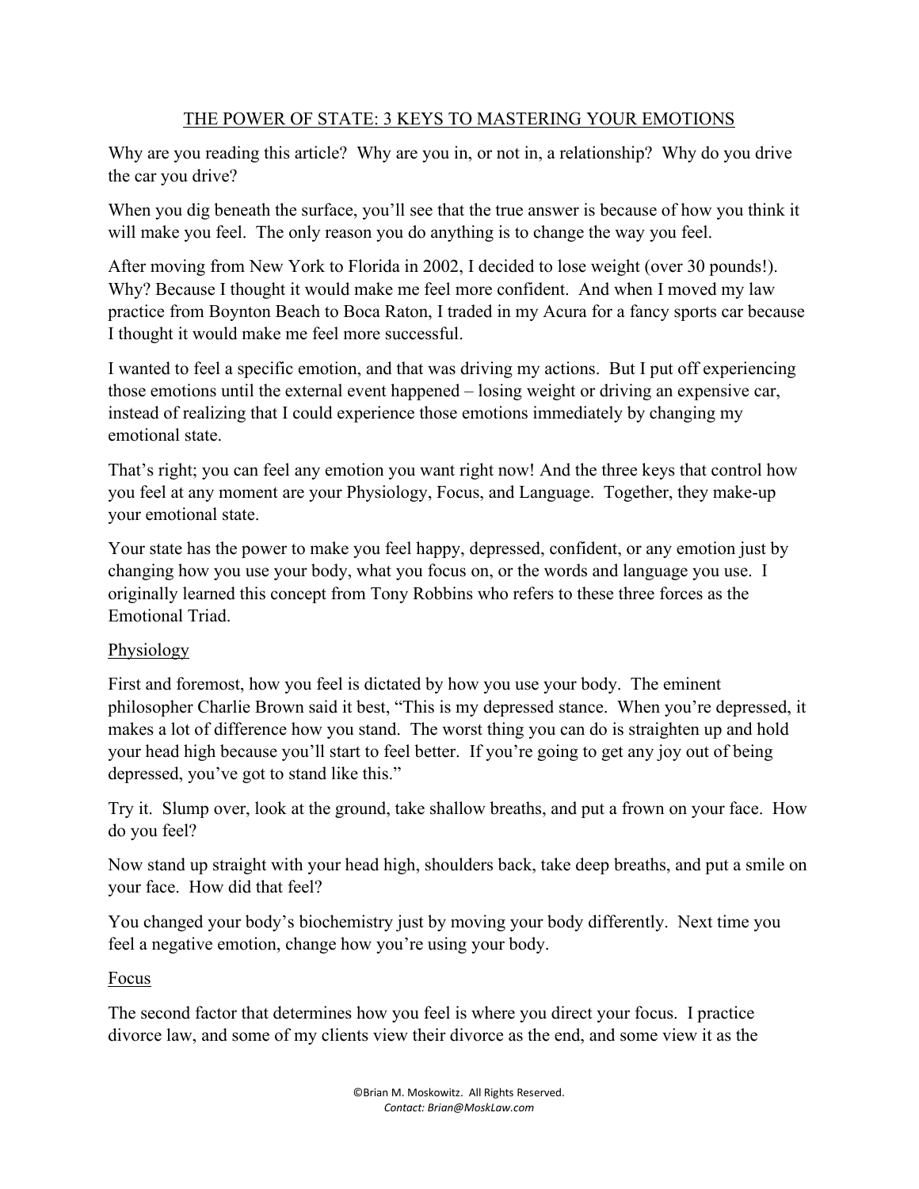# THE POWER OF STATE: 3 KEYS TO MASTERING YOUR EMOTIONS

Why are you reading this article? Why are you in, or not in, a relationship? Why do you drive the car you drive?

When you dig beneath the surface, you'll see that the true answer is because of how you think it will make you feel. The only reason you do anything is to change the way you feel.

After moving from New York to Florida in 2002, I decided to lose weight (over 30 pounds!). Why? Because I thought it would make me feel more confident. And when I moved my law practice from Boynton Beach to Boca Raton, I traded in my Acura for a fancy sports car because I thought it would make me feel more successful.

I wanted to feel a specific emotion, and that was driving my actions. But I put off experiencing those emotions until the external event happened – losing weight or driving an expensive car, instead of realizing that I could experience those emotions immediately by changing my emotional state.

That's right; you can feel any emotion you want right now! And the three keys that control how you feel at any moment are your Physiology, Focus, and Language. Together, they make-up your emotional state.

Your state has the power to make you feel happy, depressed, confident, or any emotion just by changing how you use your body, what you focus on, or the words and language you use. I originally learned this concept from Tony Robbins who refers to these three forces as the Emotional Triad.

## Physiology

First and foremost, how you feel is dictated by how you use your body. The eminent philosopher Charlie Brown said it best, "This is my depressed stance. When you're depressed, it makes a lot of difference how you stand. The worst thing you can do is straighten up and hold your head high because you'll start to feel better. If you're going to get any joy out of being depressed, you've got to stand like this."

Try it. Slump over, look at the ground, take shallow breaths, and put a frown on your face. How do you feel?

Now stand up straight with your head high, shoulders back, take deep breaths, and put a smile on your face. How did that feel?

You changed your body's biochemistry just by moving your body differently. Next time you feel a negative emotion, change how you're using your body.

## Focus

The second factor that determines how you feel is where you direct your focus. I practice divorce law, and some of my clients view their divorce as the end, and some view it as the

©Brian M. Moskowitz. All Rights Reserved.
*Contact: Brian@MoskLaw.com*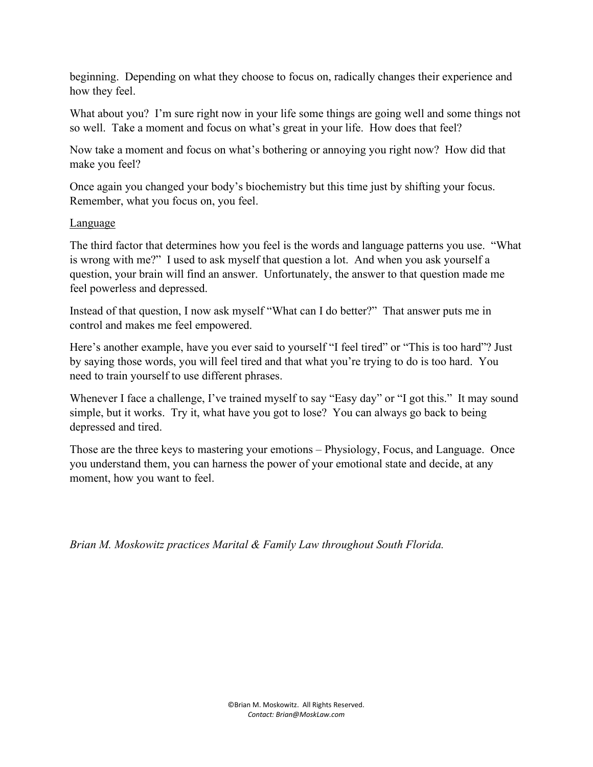beginning. Depending on what they choose to focus on, radically changes their experience and how they feel.

What about you? I'm sure right now in your life some things are going well and some things not so well. Take a moment and focus on what's great in your life. How does that feel?

Now take a moment and focus on what's bothering or annoying you right now? How did that make you feel?

Once again you changed your body's biochemistry but this time just by shifting your focus. Remember, what you focus on, you feel.

Language

The third factor that determines how you feel is the words and language patterns you use. "What is wrong with me?" I used to ask myself that question a lot. And when you ask yourself a question, your brain will find an answer. Unfortunately, the answer to that question made me feel powerless and depressed.

Instead of that question, I now ask myself "What can I do better?" That answer puts me in control and makes me feel empowered.

Here's another example, have you ever said to yourself "I feel tired" or "This is too hard"? Just by saying those words, you will feel tired and that what you're trying to do is too hard. You need to train yourself to use different phrases.

Whenever I face a challenge, I've trained myself to say "Easy day" or "I got this." It may sound simple, but it works. Try it, what have you got to lose? You can always go back to being depressed and tired.

Those are the three keys to mastering your emotions – Physiology, Focus, and Language. Once you understand them, you can harness the power of your emotional state and decide, at any moment, how you want to feel.

*Brian M. Moskowitz practices Marital & Family Law throughout South Florida.*